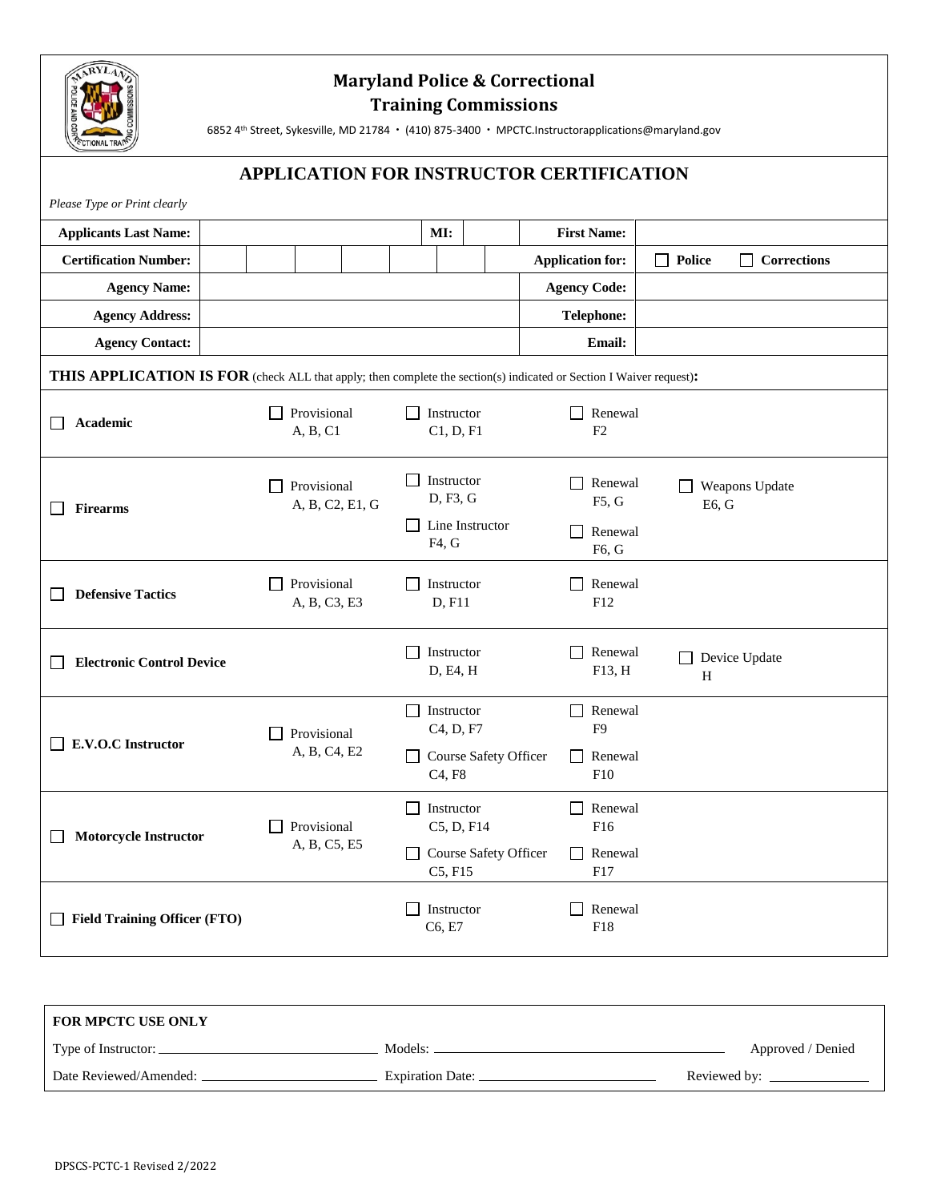# Maryland Police & Correctional Training Commissions

6852 4th Street, Sykesville, MD 21784 • (410) 875-3400 • MPCTC.Instructorapplications@maryland.gov

## APPLICATION FOR INSTRUCTOR CERTIFICATION

*Please Type or Print clearly*

| | | | |
|---|---|---|---|
| **Applicants Last Name:** | **MI:** | **First Name:** | |
| **Certification Number:** | | **Application for:** | ☐ **Police** ☐ **Corrections** |
| **Agency Name:** | | **Agency Code:** | |
| **Agency Address:** | | **Telephone:** | |
| **Agency Contact:** | | **Email:** | |

**THIS APPLICATION IS FOR** (check ALL that apply; then complete the section(s) indicated or Section I Waiver request)**:**

| | | | | |
|---|---|---|---|---|
| ☐ **Academic** | ☐ Provisional A, B, C1 | ☐ Instructor C1, D, F1 | ☐ Renewal F2 | |
| ☐ **Firearms** | ☐ Provisional A, B, C2, E1, G | ☐ Instructor D, F3, G<br>☐ Line Instructor F4, G | ☐ Renewal F5, G<br>☐ Renewal F6, G | ☐ Weapons Update E6, G |
| ☐ **Defensive Tactics** | ☐ Provisional A, B, C3, E3 | ☐ Instructor D, F11 | ☐ Renewal F12 | |
| ☐ **Electronic Control Device** | | ☐ Instructor D, E4, H | ☐ Renewal F13, H | ☐ Device Update H |
| ☐ **E.V.O.C Instructor** | ☐ Provisional A, B, C4, E2 | ☐ Instructor C4, D, F7<br>☐ Course Safety Officer C4, F8 | ☐ Renewal F9<br>☐ Renewal F10 | |
| ☐ **Motorcycle Instructor** | ☐ Provisional A, B, C5, E5 | ☐ Instructor C5, D, F14<br>☐ Course Safety Officer C5, F15 | ☐ Renewal F16<br>☐ Renewal F17 | |
| ☐ **Field Training Officer (FTO)** | | ☐ Instructor C6, E7 | ☐ Renewal F18 | |

**FOR MPCTC USE ONLY**

Type of Instructor: ______________________ Models: ______________________ Approved / Denied

Date Reviewed/Amended: ______________________ Expiration Date: ______________________ Reviewed by: ______________

DPSCS-PCTC-1 Revised 2/2022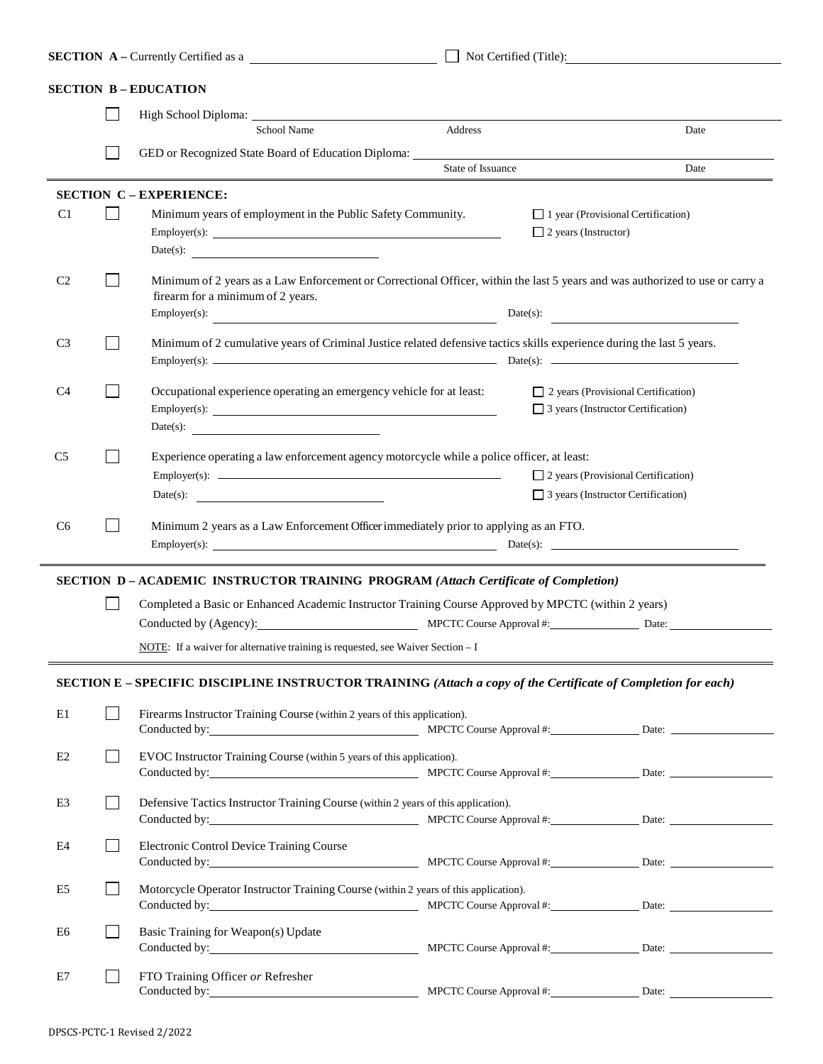**SECTION A –** Currently Certified as a ______________________ ☐ Not Certified (Title): ______________________

**SECTION B – EDUCATION**

☐ High School Diploma: ______________________

School Name | Address | Date

☐ GED or Recognized State Board of Education Diploma: ______________________

State of Issuance | Date

**SECTION C – EXPERIENCE:**

C1 ☐ Minimum years of employment in the Public Safety Community.
- ☐ 1 year (Provisional Certification)
- ☐ 2 years (Instructor)

Employer(s): ______________________
Date(s): ______________________

C2 ☐ Minimum of 2 years as a Law Enforcement or Correctional Officer, within the last 5 years and was authorized to use or carry a firearm for a minimum of 2 years.
Employer(s): ______________________ Date(s): ______________________

C3 ☐ Minimum of 2 cumulative years of Criminal Justice related defensive tactics skills experience during the last 5 years.
Employer(s): ______________________ Date(s): ______________________

C4 ☐ Occupational experience operating an emergency vehicle for at least:
- ☐ 2 years (Provisional Certification)
- ☐ 3 years (Instructor Certification)

Employer(s): ______________________
Date(s): ______________________

C5 ☐ Experience operating a law enforcement agency motorcycle while a police officer, at least:
- ☐ 2 years (Provisional Certification)
- ☐ 3 years (Instructor Certification)

Employer(s): ______________________
Date(s): ______________________

C6 ☐ Minimum 2 years as a Law Enforcement Officer immediately prior to applying as an FTO.
Employer(s): ______________________ Date(s): ______________________

**SECTION D – ACADEMIC INSTRUCTOR TRAINING PROGRAM** ***(Attach Certificate of Completion)***

☐ Completed a Basic or Enhanced Academic Instructor Training Course Approved by MPCTC (within 2 years)
Conducted by (Agency): ______________ MPCTC Course Approval #: ______________ Date: ______________

NOTE: If a waiver for alternative training is requested, see Waiver Section – I

**SECTION E – SPECIFIC DISCIPLINE INSTRUCTOR TRAINING** ***(Attach a copy of the Certificate of Completion for each)***

E1 ☐ Firearms Instructor Training Course (within 2 years of this application).
Conducted by: ______________ MPCTC Course Approval #: ______________ Date: ______________

E2 ☐ EVOC Instructor Training Course (within 5 years of this application).
Conducted by: ______________ MPCTC Course Approval #: ______________ Date: ______________

E3 ☐ Defensive Tactics Instructor Training Course (within 2 years of this application).
Conducted by: ______________ MPCTC Course Approval #: ______________ Date: ______________

E4 ☐ Electronic Control Device Training Course
Conducted by: ______________ MPCTC Course Approval #: ______________ Date: ______________

E5 ☐ Motorcycle Operator Instructor Training Course (within 2 years of this application).
Conducted by: ______________ MPCTC Course Approval #: ______________ Date: ______________

E6 ☐ Basic Training for Weapon(s) Update
Conducted by: ______________ MPCTC Course Approval #: ______________ Date: ______________

E7 ☐ FTO Training Officer *or* Refresher
Conducted by: ______________ MPCTC Course Approval #: ______________ Date: ______________

DPSCS-PCTC-1 Revised 2/2022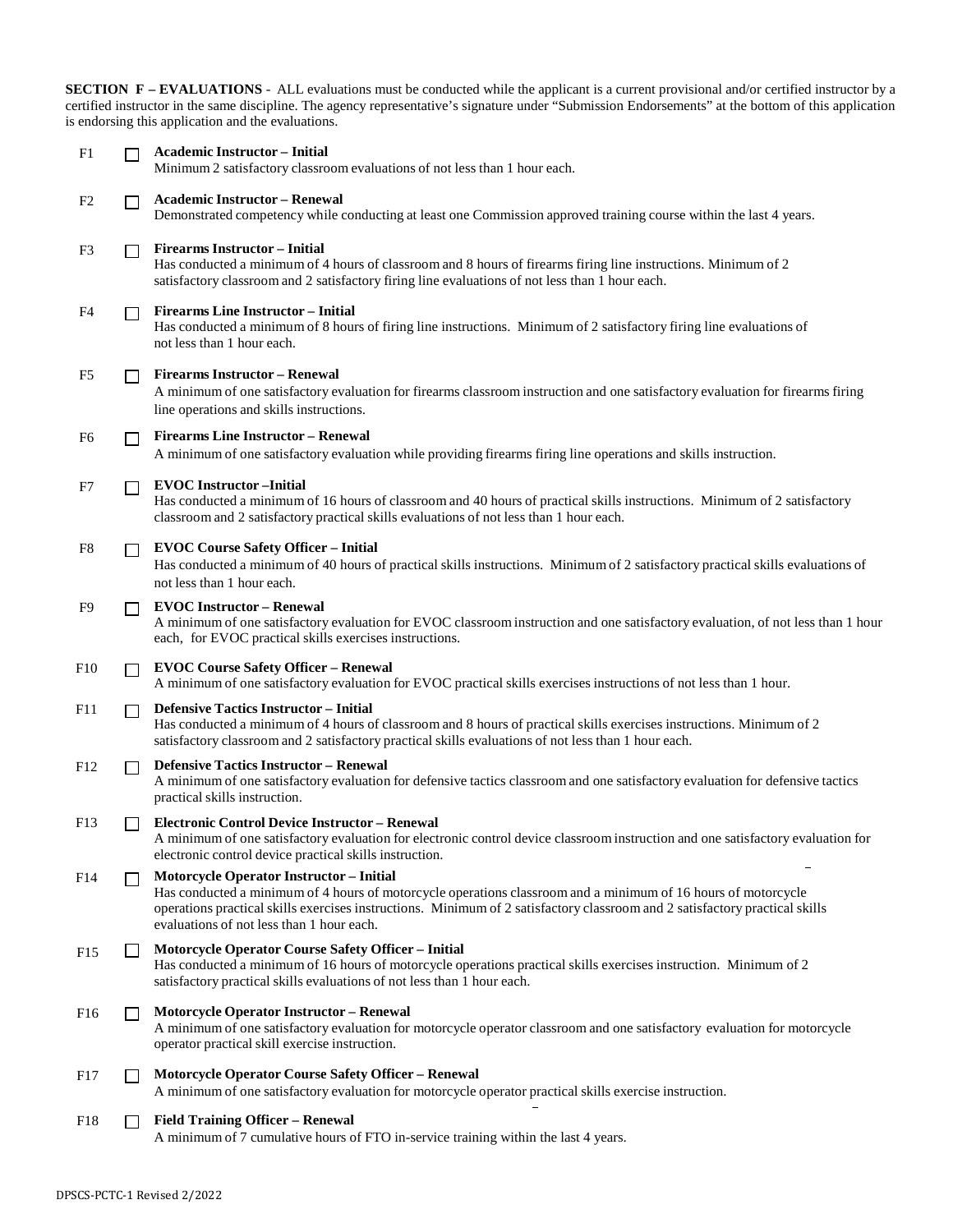**SECTION F – EVALUATIONS** - ALL evaluations must be conducted while the applicant is a current provisional and/or certified instructor by a certified instructor in the same discipline. The agency representative's signature under "Submission Endorsements" at the bottom of this application is endorsing this application and the evaluations.

F1 ☐ **Academic Instructor – Initial**
Minimum 2 satisfactory classroom evaluations of not less than 1 hour each.

F2 ☐ **Academic Instructor – Renewal**
Demonstrated competency while conducting at least one Commission approved training course within the last 4 years.

F3 ☐ **Firearms Instructor – Initial**
Has conducted a minimum of 4 hours of classroom and 8 hours of firearms firing line instructions. Minimum of 2 satisfactory classroom and 2 satisfactory firing line evaluations of not less than 1 hour each.

F4 ☐ **Firearms Line Instructor – Initial**
Has conducted a minimum of 8 hours of firing line instructions. Minimum of 2 satisfactory firing line evaluations of not less than 1 hour each.

F5 ☐ **Firearms Instructor – Renewal**
A minimum of one satisfactory evaluation for firearms classroom instruction and one satisfactory evaluation for firearms firing line operations and skills instructions.

F6 ☐ **Firearms Line Instructor – Renewal**
A minimum of one satisfactory evaluation while providing firearms firing line operations and skills instruction.

F7 ☐ **EVOC Instructor –Initial**
Has conducted a minimum of 16 hours of classroom and 40 hours of practical skills instructions. Minimum of 2 satisfactory classroom and 2 satisfactory practical skills evaluations of not less than 1 hour each.

F8 ☐ **EVOC Course Safety Officer – Initial**
Has conducted a minimum of 40 hours of practical skills instructions. Minimum of 2 satisfactory practical skills evaluations of not less than 1 hour each.

F9 ☐ **EVOC Instructor – Renewal**
A minimum of one satisfactory evaluation for EVOC classroom instruction and one satisfactory evaluation, of not less than 1 hour each, for EVOC practical skills exercises instructions.

F10 ☐ **EVOC Course Safety Officer – Renewal**
A minimum of one satisfactory evaluation for EVOC practical skills exercises instructions of not less than 1 hour.

F11 ☐ **Defensive Tactics Instructor – Initial**
Has conducted a minimum of 4 hours of classroom and 8 hours of practical skills exercises instructions. Minimum of 2 satisfactory classroom and 2 satisfactory practical skills evaluations of not less than 1 hour each.

F12 ☐ **Defensive Tactics Instructor – Renewal**
A minimum of one satisfactory evaluation for defensive tactics classroom and one satisfactory evaluation for defensive tactics practical skills instruction.

F13 ☐ **Electronic Control Device Instructor – Renewal**
A minimum of one satisfactory evaluation for electronic control device classroom instruction and one satisfactory evaluation for electronic control device practical skills instruction.

F14 ☐ **Motorcycle Operator Instructor – Initial**
Has conducted a minimum of 4 hours of motorcycle operations classroom and a minimum of 16 hours of motorcycle operations practical skills exercises instructions. Minimum of 2 satisfactory classroom and 2 satisfactory practical skills evaluations of not less than 1 hour each.

F15 ☐ **Motorcycle Operator Course Safety Officer – Initial**
Has conducted a minimum of 16 hours of motorcycle operations practical skills exercises instruction. Minimum of 2 satisfactory practical skills evaluations of not less than 1 hour each.

F16 ☐ **Motorcycle Operator Instructor – Renewal**
A minimum of one satisfactory evaluation for motorcycle operator classroom and one satisfactory evaluation for motorcycle operator practical skill exercise instruction.

F17 ☐ **Motorcycle Operator Course Safety Officer – Renewal**
A minimum of one satisfactory evaluation for motorcycle operator practical skills exercise instruction.

F18 ☐ **Field Training Officer – Renewal**
A minimum of 7 cumulative hours of FTO in-service training within the last 4 years.

DPSCS-PCTC-1 Revised 2/2022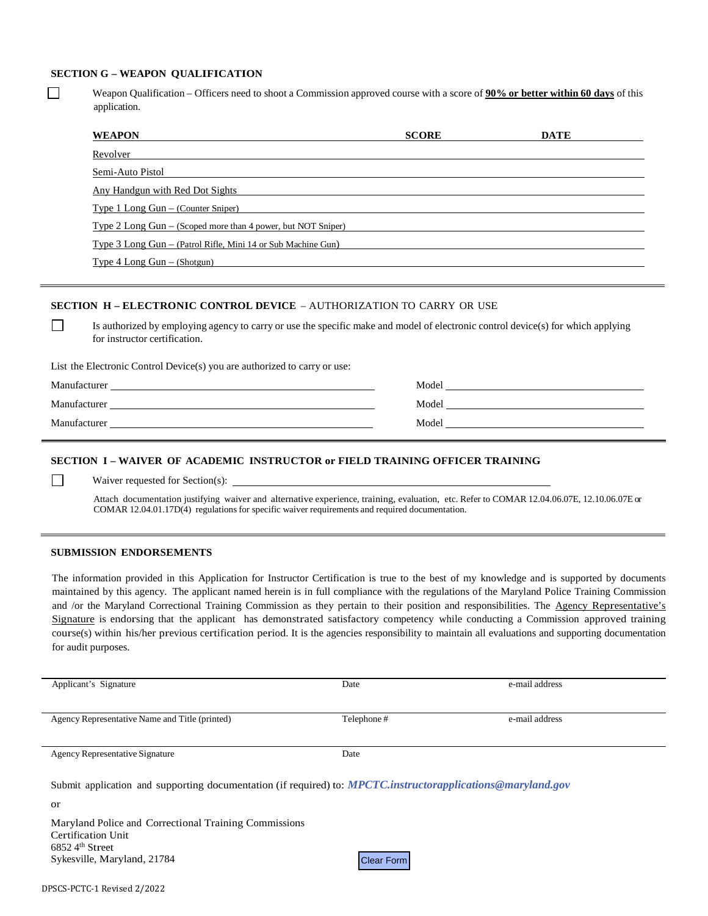## SECTION G – WEAPON QUALIFICATION

☐ Weapon Qualification – Officers need to shoot a Commission approved course with a score of **90% or better within 60 days** of this application.

| WEAPON | SCORE | DATE |
|---|---|---|
| Revolver | | |
| Semi-Auto Pistol | | |
| Any Handgun with Red Dot Sights | | |
| Type 1 Long Gun – (Counter Sniper) | | |
| Type 2 Long Gun – (Scoped more than 4 power, but NOT Sniper) | | |
| Type 3 Long Gun – (Patrol Rifle, Mini 14 or Sub Machine Gun) | | |
| Type 4 Long Gun – (Shotgun) | | |

## SECTION H – ELECTRONIC CONTROL DEVICE – AUTHORIZATION TO CARRY OR USE

☐ Is authorized by employing agency to carry or use the specific make and model of electronic control device(s) for which applying for instructor certification.

List the Electronic Control Device(s) you are authorized to carry or use:

Manufacturer ______________________ Model ______________________

Manufacturer ______________________ Model ______________________

Manufacturer ______________________ Model ______________________

## SECTION I – WAIVER OF ACADEMIC INSTRUCTOR or FIELD TRAINING OFFICER TRAINING

☐ Waiver requested for Section(s): ______________________

Attach documentation justifying waiver and alternative experience, training, evaluation, etc. Refer to COMAR 12.04.06.07E, 12.10.06.07E or COMAR 12.04.01.17D(4) regulations for specific waiver requirements and required documentation.

## SUBMISSION ENDORSEMENTS

The information provided in this Application for Instructor Certification is true to the best of my knowledge and is supported by documents maintained by this agency. The applicant named herein is in full compliance with the regulations of the Maryland Police Training Commission and /or the Maryland Correctional Training Commission as they pertain to their position and responsibilities. The Agency Representative's Signature is endorsing that the applicant has demonstrated satisfactory competency while conducting a Commission approved training course(s) within his/her previous certification period. It is the agencies responsibility to maintain all evaluations and supporting documentation for audit purposes.

Applicant's Signature ______________________ Date ______________________ e-mail address ______________________

Agency Representative Name and Title (printed) ______________________ Telephone # ______________________ e-mail address ______________________

Agency Representative Signature ______________________ Date ______________________

Submit application and supporting documentation (if required) to: ***MPCTC.instructorapplications@maryland.gov***

or

Maryland Police and Correctional Training Commissions
Certification Unit
6852 4th Street
Sykesville, Maryland, 21784

Clear Form

DPSCS-PCTC-1 Revised 2/2022